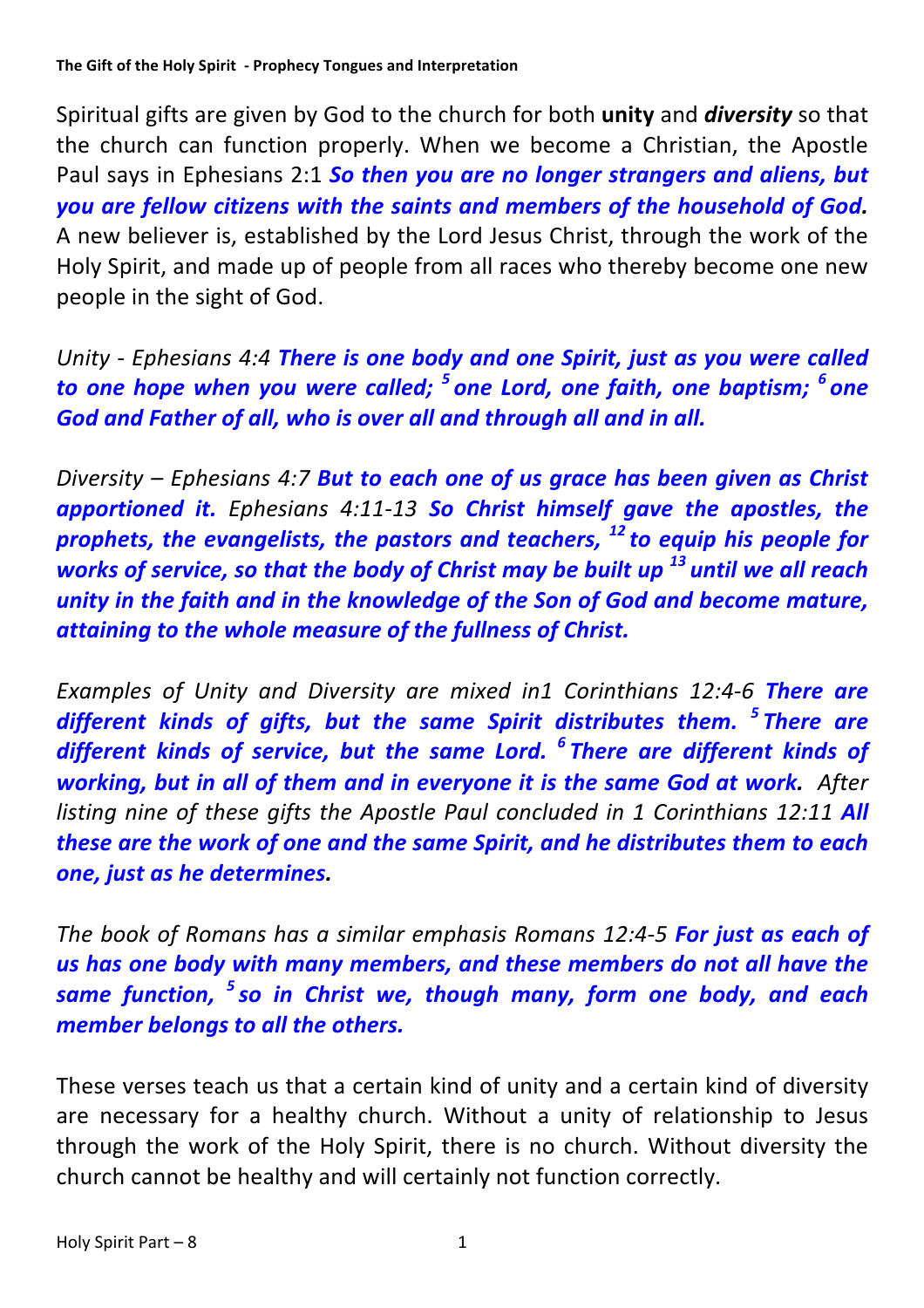Spiritual gifts are given by God to the church for both **unity** and ***diversity*** so that the church can function properly. When we become a Christian, the Apostle Paul says in Ephesians 2:1 ***So then you are no longer strangers and aliens, but you are fellow citizens with the saints and members of the household of God.*** A new believer is, established by the Lord Jesus Christ, through the work of the Holy Spirit, and made up of people from all races who thereby become one new people in the sight of God.

*Unity - Ephesians 4:4* ***There is one body and one Spirit, just as you were called to one hope when you were called; [5] one Lord, one faith, one baptism; [6] one God and Father of all, who is over all and through all and in all.***

*Diversity – Ephesians 4:7* ***But to each one of us grace has been given as Christ apportioned it.*** *Ephesians 4:11-13* ***So Christ himself gave the apostles, the prophets, the evangelists, the pastors and teachers, [12] to equip his people for works of service, so that the body of Christ may be built up [13] until we all reach unity in the faith and in the knowledge of the Son of God and become mature, attaining to the whole measure of the fullness of Christ.***

*Examples of Unity and Diversity are mixed in1 Corinthians 12:4-6* ***There are different kinds of gifts, but the same Spirit distributes them. [5] There are different kinds of service, but the same Lord. [6] There are different kinds of working, but in all of them and in everyone it is the same God at work.*** *After listing nine of these gifts the Apostle Paul concluded in 1 Corinthians 12:11* ***All these are the work of one and the same Spirit, and he distributes them to each one, just as he determines.***

*The book of Romans has a similar emphasis Romans 12:4-5* ***For just as each of us has one body with many members, and these members do not all have the same function, [5] so in Christ we, though many, form one body, and each member belongs to all the others.***

These verses teach us that a certain kind of unity and a certain kind of diversity are necessary for a healthy church. Without a unity of relationship to Jesus through the work of the Holy Spirit, there is no church. Without diversity the church cannot be healthy and will certainly not function correctly.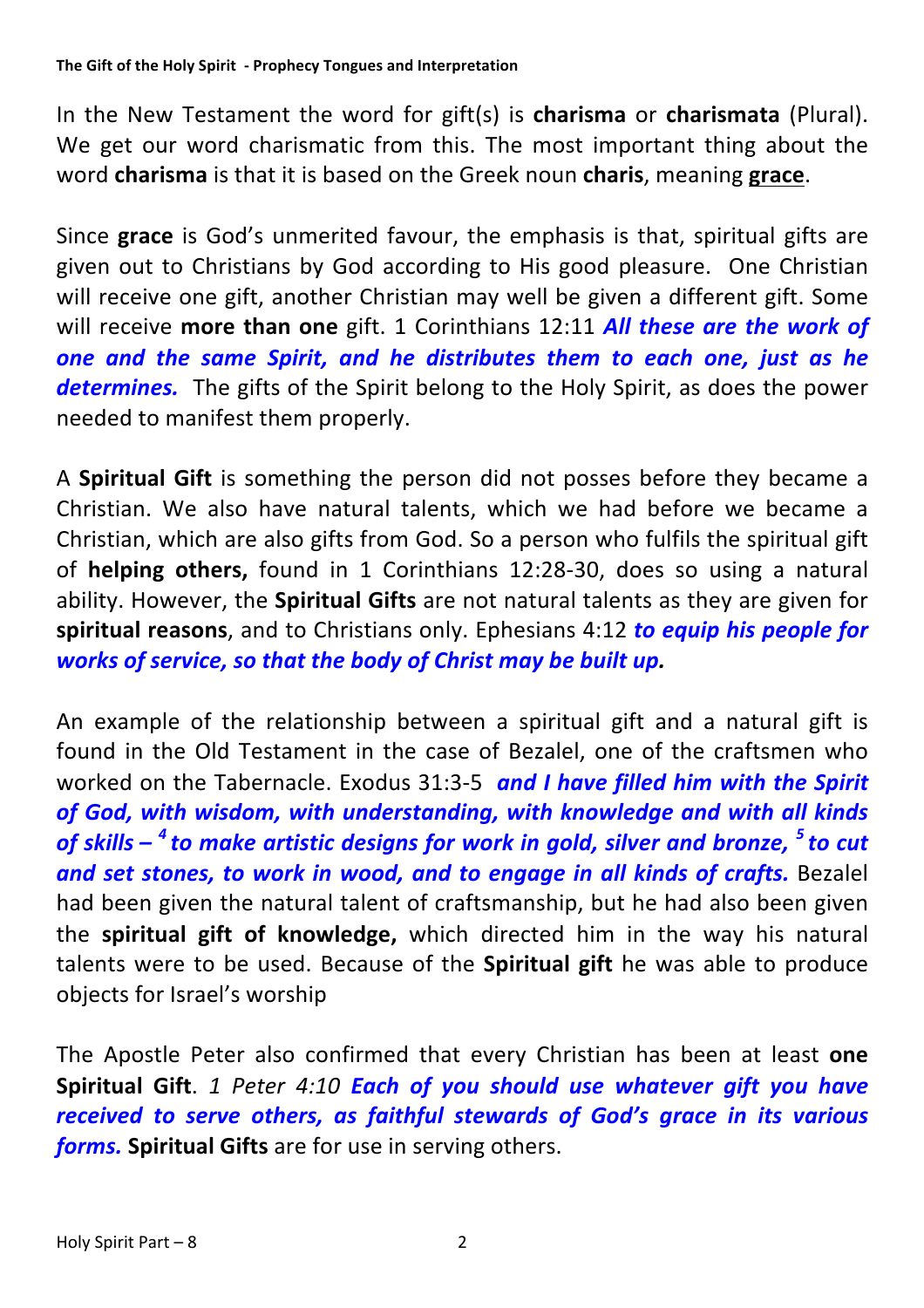In the New Testament the word for gift(s) is **charisma** or **charismata** (Plural). We get our word charismatic from this. The most important thing about the word **charisma** is that it is based on the Greek noun **charis**, meaning **grace**.

Since **grace** is God's unmerited favour, the emphasis is that, spiritual gifts are given out to Christians by God according to His good pleasure. One Christian will receive one gift, another Christian may well be given a different gift. Some will receive **more than one** gift. 1 Corinthians 12:11 ***All these are the work of one and the same Spirit, and he distributes them to each one, just as he determines.*** The gifts of the Spirit belong to the Holy Spirit, as does the power needed to manifest them properly.

A **Spiritual Gift** is something the person did not posses before they became a Christian. We also have natural talents, which we had before we became a Christian, which are also gifts from God. So a person who fulfils the spiritual gift of **helping others,** found in 1 Corinthians 12:28-30, does so using a natural ability. However, the **Spiritual Gifts** are not natural talents as they are given for **spiritual reasons**, and to Christians only. Ephesians 4:12 ***to equip his people for works of service, so that the body of Christ may be built up.***

An example of the relationship between a spiritual gift and a natural gift is found in the Old Testament in the case of Bezalel, one of the craftsmen who worked on the Tabernacle. Exodus 31:3-5 ***and I have filled him with the Spirit of God, with wisdom, with understanding, with knowledge and with all kinds of skills – [4] to make artistic designs for work in gold, silver and bronze, [5] to cut and set stones, to work in wood, and to engage in all kinds of crafts.*** Bezalel had been given the natural talent of craftsmanship, but he had also been given the **spiritual gift of knowledge,** which directed him in the way his natural talents were to be used. Because of the **Spiritual gift** he was able to produce objects for Israel's worship

The Apostle Peter also confirmed that every Christian has been at least **one Spiritual Gift**. *1 Peter 4:10* ***Each of you should use whatever gift you have received to serve others, as faithful stewards of God's grace in its various forms.*** **Spiritual Gifts** are for use in serving others.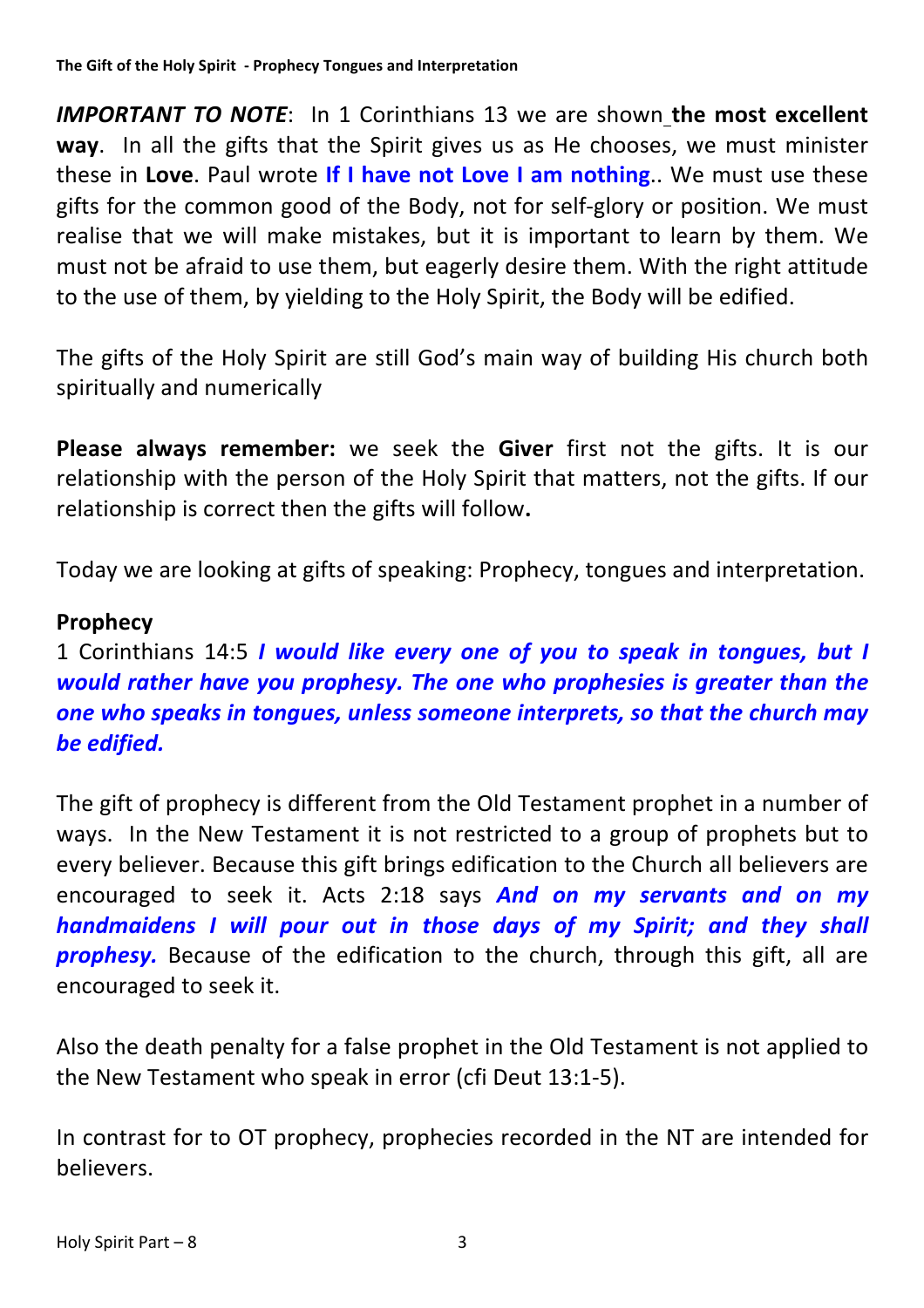***IMPORTANT TO NOTE***: In 1 Corinthians 13 we are shown **the most excellent way**. In all the gifts that the Spirit gives us as He chooses, we must minister these in **Love**. Paul wrote **If I have not Love I am nothing**.. We must use these gifts for the common good of the Body, not for self-glory or position. We must realise that we will make mistakes, but it is important to learn by them. We must not be afraid to use them, but eagerly desire them. With the right attitude to the use of them, by yielding to the Holy Spirit, the Body will be edified.

The gifts of the Holy Spirit are still God's main way of building His church both spiritually and numerically

**Please always remember:** we seek the **Giver** first not the gifts. It is our relationship with the person of the Holy Spirit that matters, not the gifts. If our relationship is correct then the gifts will follow**.**

Today we are looking at gifts of speaking: Prophecy, tongues and interpretation.

**Prophecy**

1 Corinthians 14:5 ***I would like every one of you to speak in tongues, but I would rather have you prophesy. The one who prophesies is greater than the one who speaks in tongues, unless someone interprets, so that the church may be edified.***

The gift of prophecy is different from the Old Testament prophet in a number of ways. In the New Testament it is not restricted to a group of prophets but to every believer. Because this gift brings edification to the Church all believers are encouraged to seek it. Acts 2:18 says ***And on my servants and on my handmaidens I will pour out in those days of my Spirit; and they shall prophesy.*** Because of the edification to the church, through this gift, all are encouraged to seek it.

Also the death penalty for a false prophet in the Old Testament is not applied to the New Testament who speak in error (cfi Deut 13:1-5).

In contrast for to OT prophecy, prophecies recorded in the NT are intended for believers.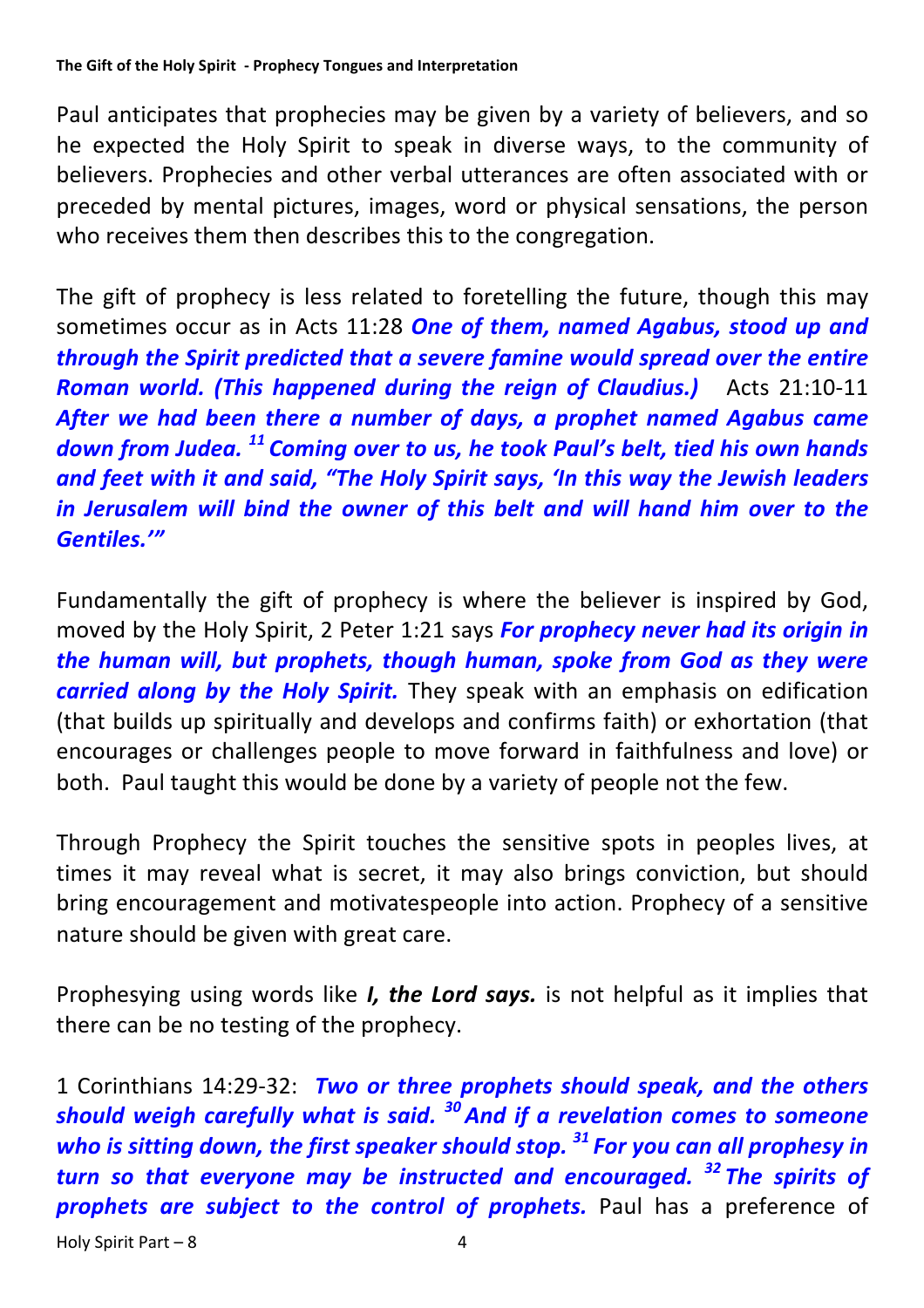Paul anticipates that prophecies may be given by a variety of believers, and so he expected the Holy Spirit to speak in diverse ways, to the community of believers. Prophecies and other verbal utterances are often associated with or preceded by mental pictures, images, word or physical sensations, the person who receives them then describes this to the congregation.

The gift of prophecy is less related to foretelling the future, though this may sometimes occur as in Acts 11:28 ***One of them, named Agabus, stood up and through the Spirit predicted that a severe famine would spread over the entire Roman world. (This happened during the reign of Claudius.)*** Acts 21:10-11 ***After we had been there a number of days, a prophet named Agabus came down from Judea. [11] Coming over to us, he took Paul's belt, tied his own hands and feet with it and said, "The Holy Spirit says, 'In this way the Jewish leaders in Jerusalem will bind the owner of this belt and will hand him over to the Gentiles.'"***

Fundamentally the gift of prophecy is where the believer is inspired by God, moved by the Holy Spirit, 2 Peter 1:21 says ***For prophecy never had its origin in the human will, but prophets, though human, spoke from God as they were carried along by the Holy Spirit.*** They speak with an emphasis on edification (that builds up spiritually and develops and confirms faith) or exhortation (that encourages or challenges people to move forward in faithfulness and love) or both. Paul taught this would be done by a variety of people not the few.

Through Prophecy the Spirit touches the sensitive spots in peoples lives, at times it may reveal what is secret, it may also brings conviction, but should bring encouragement and motivatespeople into action. Prophecy of a sensitive nature should be given with great care.

Prophesying using words like ***I, the Lord says.*** is not helpful as it implies that there can be no testing of the prophecy.

1 Corinthians 14:29-32: ***Two or three prophets should speak, and the others should weigh carefully what is said. [30] And if a revelation comes to someone who is sitting down, the first speaker should stop. [31] For you can all prophesy in turn so that everyone may be instructed and encouraged. [32] The spirits of prophets are subject to the control of prophets.*** Paul has a preference of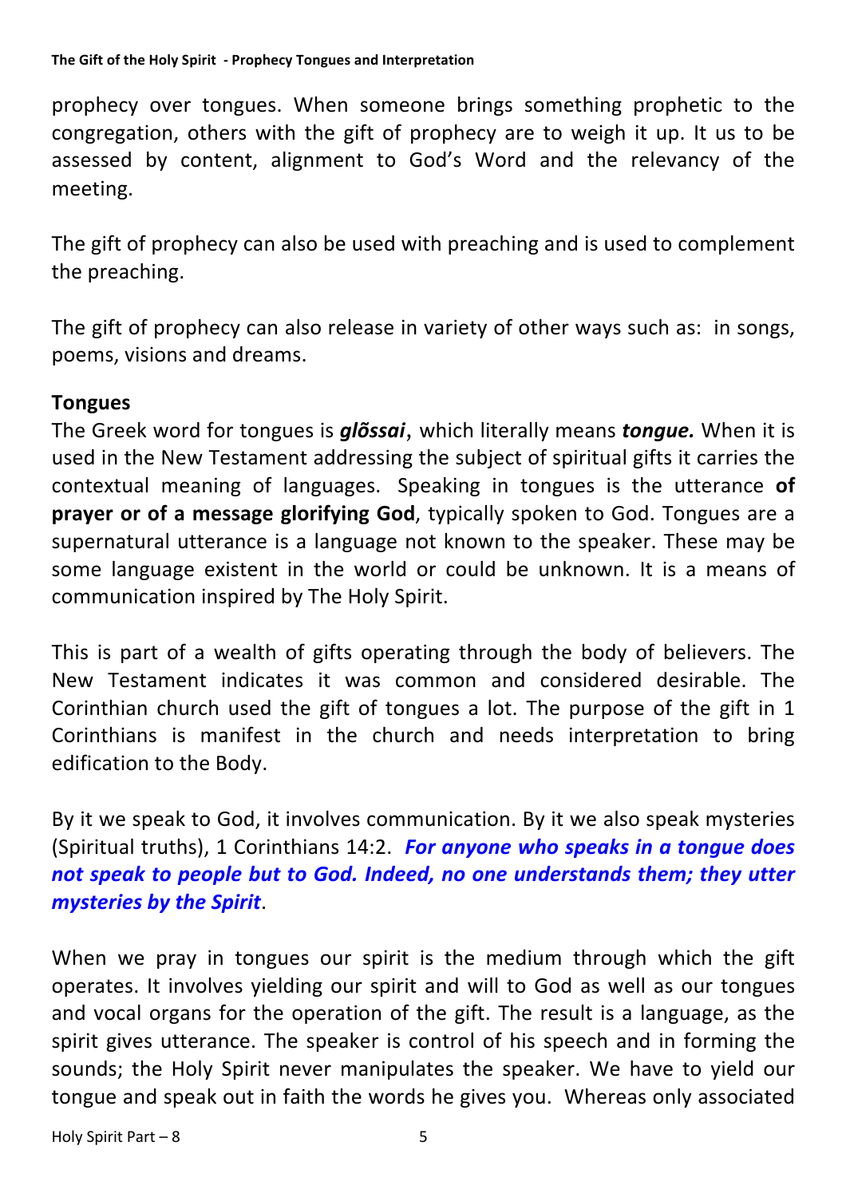prophecy over tongues. When someone brings something prophetic to the congregation, others with the gift of prophecy are to weigh it up. It us to be assessed by content, alignment to God's Word and the relevancy of the meeting.

The gift of prophecy can also be used with preaching and is used to complement the preaching.

The gift of prophecy can also release in variety of other ways such as: in songs, poems, visions and dreams.

**Tongues**

The Greek word for tongues is ***glõssai***, which literally means ***tongue.*** When it is used in the New Testament addressing the subject of spiritual gifts it carries the contextual meaning of languages. Speaking in tongues is the utterance **of prayer or of a message glorifying God**, typically spoken to God. Tongues are a supernatural utterance is a language not known to the speaker. These may be some language existent in the world or could be unknown. It is a means of communication inspired by The Holy Spirit.

This is part of a wealth of gifts operating through the body of believers. The New Testament indicates it was common and considered desirable. The Corinthian church used the gift of tongues a lot. The purpose of the gift in 1 Corinthians is manifest in the church and needs interpretation to bring edification to the Body.

By it we speak to God, it involves communication. By it we also speak mysteries (Spiritual truths), 1 Corinthians 14:2. ***For anyone who speaks in a tongue does not speak to people but to God. Indeed, no one understands them; they utter mysteries by the Spirit***.

When we pray in tongues our spirit is the medium through which the gift operates. It involves yielding our spirit and will to God as well as our tongues and vocal organs for the operation of the gift. The result is a language, as the spirit gives utterance. The speaker is control of his speech and in forming the sounds; the Holy Spirit never manipulates the speaker. We have to yield our tongue and speak out in faith the words he gives you. Whereas only associated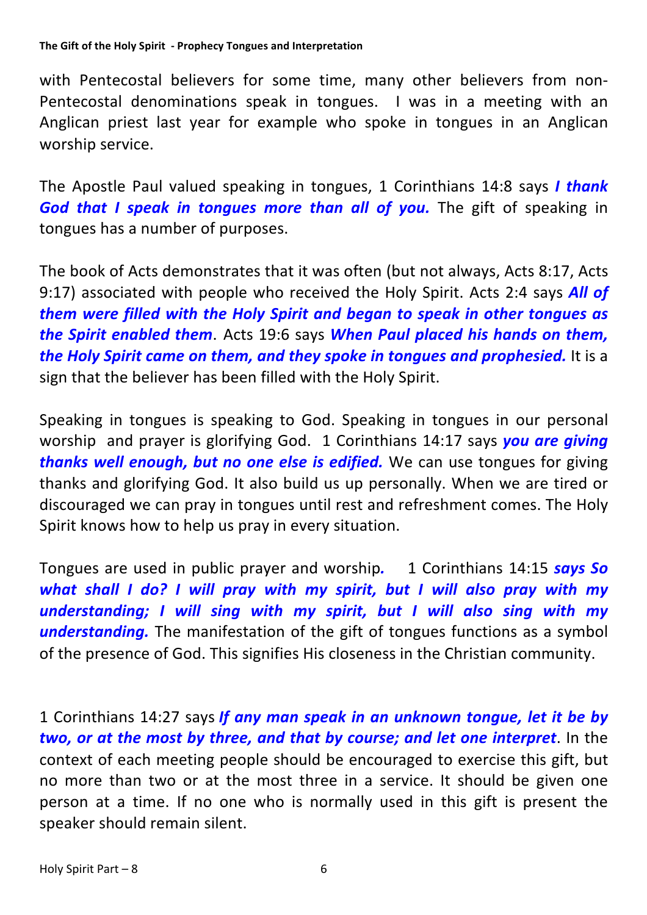with Pentecostal believers for some time, many other believers from non-Pentecostal denominations speak in tongues. I was in a meeting with an Anglican priest last year for example who spoke in tongues in an Anglican worship service.

The Apostle Paul valued speaking in tongues, 1 Corinthians 14:8 says ***I thank God that I speak in tongues more than all of you.*** The gift of speaking in tongues has a number of purposes.

The book of Acts demonstrates that it was often (but not always, Acts 8:17, Acts 9:17) associated with people who received the Holy Spirit. Acts 2:4 says ***All of them were filled with the Holy Spirit and began to speak in other tongues as the Spirit enabled them***. Acts 19:6 says ***When Paul placed his hands on them, the Holy Spirit came on them, and they spoke in tongues and prophesied.*** It is a sign that the believer has been filled with the Holy Spirit.

Speaking in tongues is speaking to God. Speaking in tongues in our personal worship and prayer is glorifying God. 1 Corinthians 14:17 says ***you are giving thanks well enough, but no one else is edified.*** We can use tongues for giving thanks and glorifying God. It also build us up personally. When we are tired or discouraged we can pray in tongues until rest and refreshment comes. The Holy Spirit knows how to help us pray in every situation.

Tongues are used in public prayer and worship***.*** 1 Corinthians 14:15 ***says So what shall I do? I will pray with my spirit, but I will also pray with my understanding; I will sing with my spirit, but I will also sing with my understanding.*** The manifestation of the gift of tongues functions as a symbol of the presence of God. This signifies His closeness in the Christian community.

1 Corinthians 14:27 says ***If any man speak in an unknown tongue, let it be by two, or at the most by three, and that by course; and let one interpret***. In the context of each meeting people should be encouraged to exercise this gift, but no more than two or at the most three in a service. It should be given one person at a time. If no one who is normally used in this gift is present the speaker should remain silent.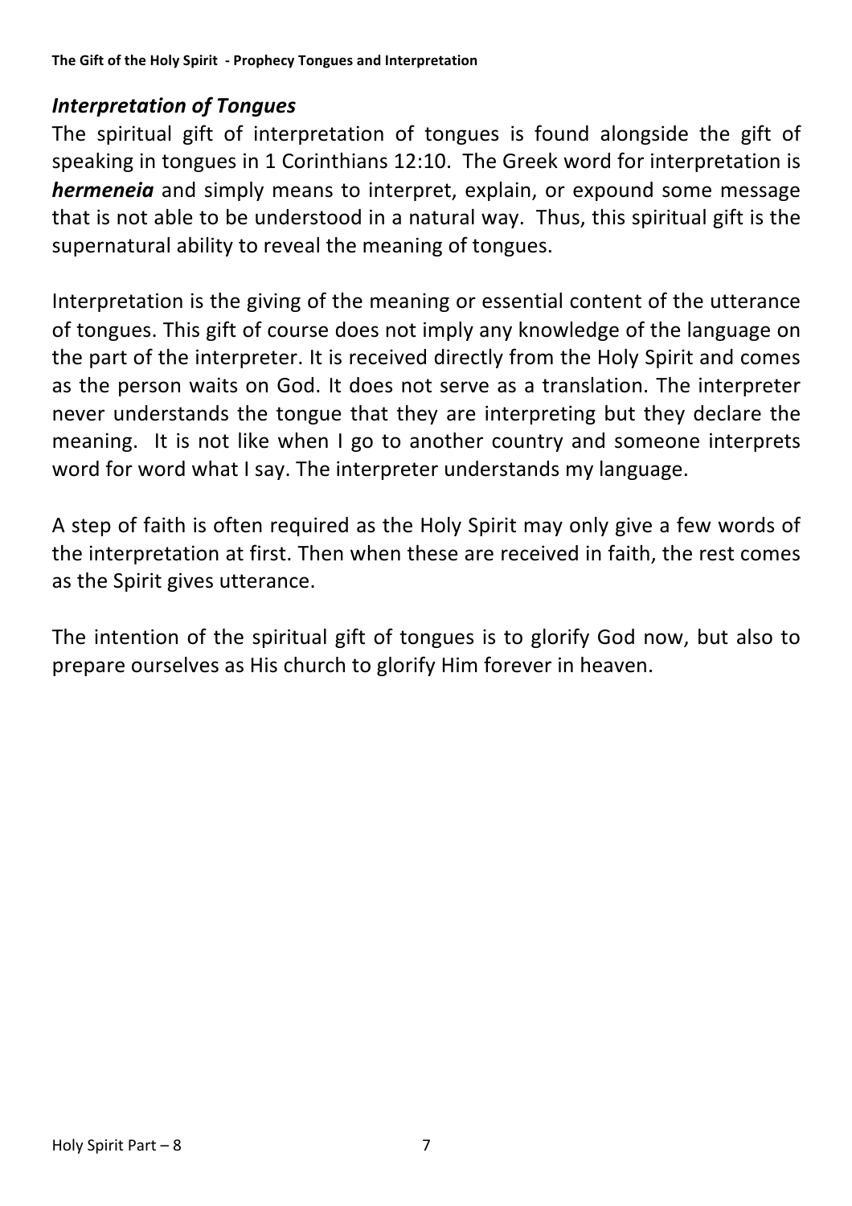### ***Interpretation of Tongues***

The spiritual gift of interpretation of tongues is found alongside the gift of speaking in tongues in 1 Corinthians 12:10. The Greek word for interpretation is ***hermeneia*** and simply means to interpret, explain, or expound some message that is not able to be understood in a natural way. Thus, this spiritual gift is the supernatural ability to reveal the meaning of tongues.

Interpretation is the giving of the meaning or essential content of the utterance of tongues. This gift of course does not imply any knowledge of the language on the part of the interpreter. It is received directly from the Holy Spirit and comes as the person waits on God. It does not serve as a translation. The interpreter never understands the tongue that they are interpreting but they declare the meaning. It is not like when I go to another country and someone interprets word for word what I say. The interpreter understands my language.

A step of faith is often required as the Holy Spirit may only give a few words of the interpretation at first. Then when these are received in faith, the rest comes as the Spirit gives utterance.

The intention of the spiritual gift of tongues is to glorify God now, but also to prepare ourselves as His church to glorify Him forever in heaven.